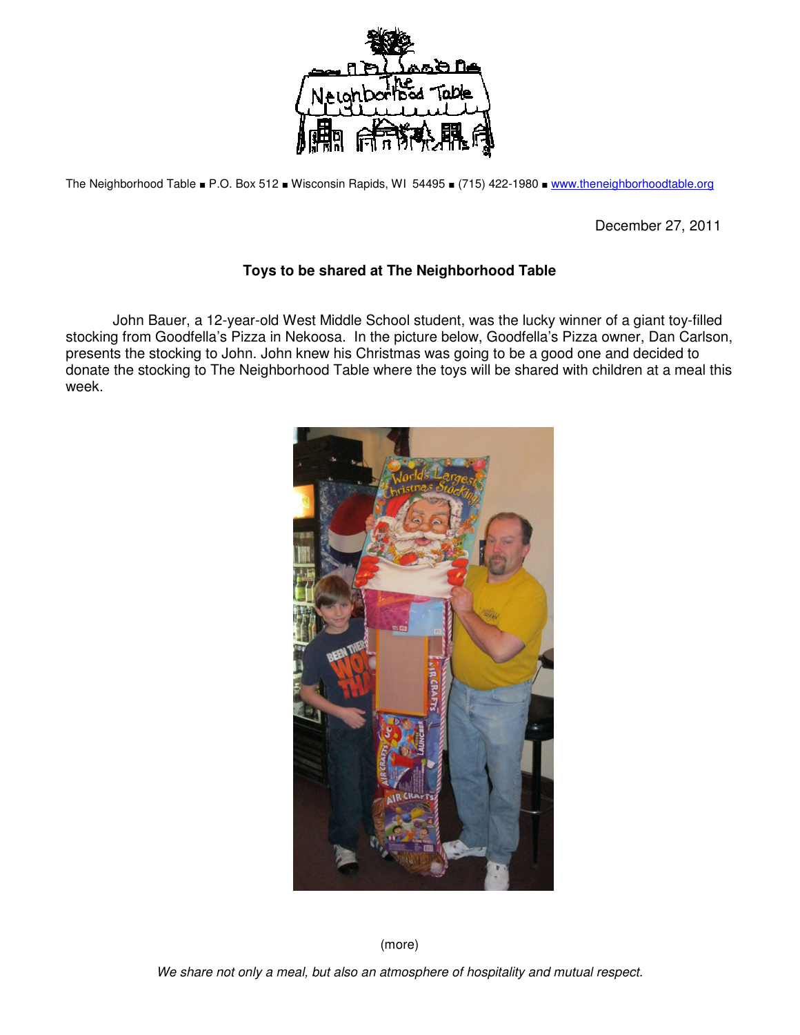The Neighborhood Table ■ P.O. Box 512 ■ Wisconsin Rapids, WI 54495 ■ (715) 422-1980 ■ www.theneighborhoodtable.org

December 27, 2011

**Toys to be shared at The Neighborhood Table**

John Bauer, a 12-year-old West Middle School student, was the lucky winner of a giant toy-filled stocking from Goodfella's Pizza in Nekoosa. In the picture below, Goodfella's Pizza owner, Dan Carlson, presents the stocking to John. John knew his Christmas was going to be a good one and decided to donate the stocking to The Neighborhood Table where the toys will be shared with children at a meal this week.

(more)

*We share not only a meal, but also an atmosphere of hospitality and mutual respect.*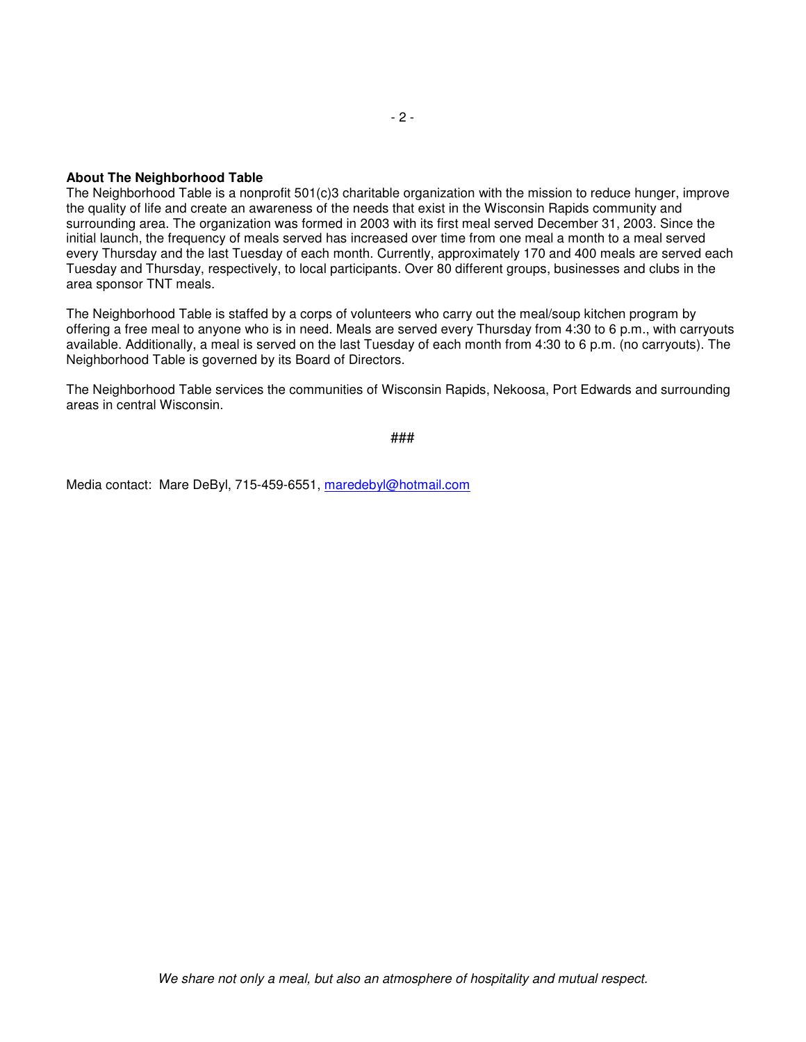**About The Neighborhood Table**

The Neighborhood Table is a nonprofit 501(c)3 charitable organization with the mission to reduce hunger, improve the quality of life and create an awareness of the needs that exist in the Wisconsin Rapids community and surrounding area. The organization was formed in 2003 with its first meal served December 31, 2003. Since the initial launch, the frequency of meals served has increased over time from one meal a month to a meal served every Thursday and the last Tuesday of each month. Currently, approximately 170 and 400 meals are served each Tuesday and Thursday, respectively, to local participants. Over 80 different groups, businesses and clubs in the area sponsor TNT meals.

The Neighborhood Table is staffed by a corps of volunteers who carry out the meal/soup kitchen program by offering a free meal to anyone who is in need. Meals are served every Thursday from 4:30 to 6 p.m., with carryouts available. Additionally, a meal is served on the last Tuesday of each month from 4:30 to 6 p.m. (no carryouts). The Neighborhood Table is governed by its Board of Directors.

The Neighborhood Table services the communities of Wisconsin Rapids, Nekoosa, Port Edwards and surrounding areas in central Wisconsin.

###

Media contact: Mare DeByl, 715-459-6551, maredebyl@hotmail.com

*We share not only a meal, but also an atmosphere of hospitality and mutual respect.*